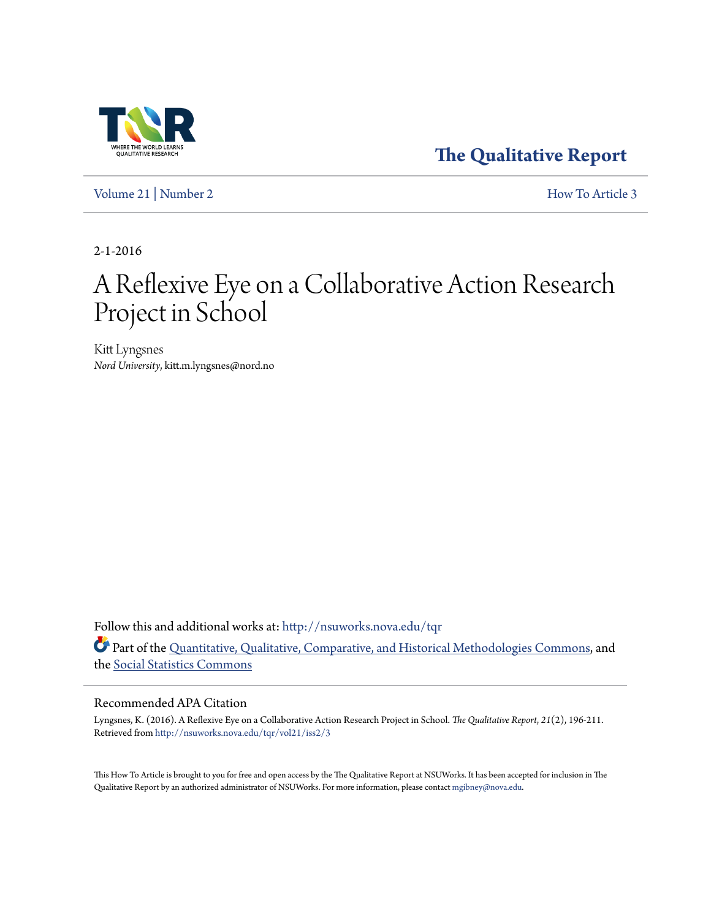The Qualitative Report

Volume 21 | Number 2 How To Article 3

2-1-2016

# A Reflexive Eye on a Collaborative Action Research Project in School

Kitt Lyngsnes
*Nord University*, kitt.m.lyngsnes@nord.no

Follow this and additional works at: http://nsuworks.nova.edu/tqr

Part of the Quantitative, Qualitative, Comparative, and Historical Methodologies Commons, and the Social Statistics Commons

## Recommended APA Citation

Lyngsnes, K. (2016). A Reflexive Eye on a Collaborative Action Research Project in School. *The Qualitative Report*, *21*(2), 196-211. Retrieved from http://nsuworks.nova.edu/tqr/vol21/iss2/3

This How To Article is brought to you for free and open access by the The Qualitative Report at NSUWorks. It has been accepted for inclusion in The Qualitative Report by an authorized administrator of NSUWorks. For more information, please contact mgibney@nova.edu.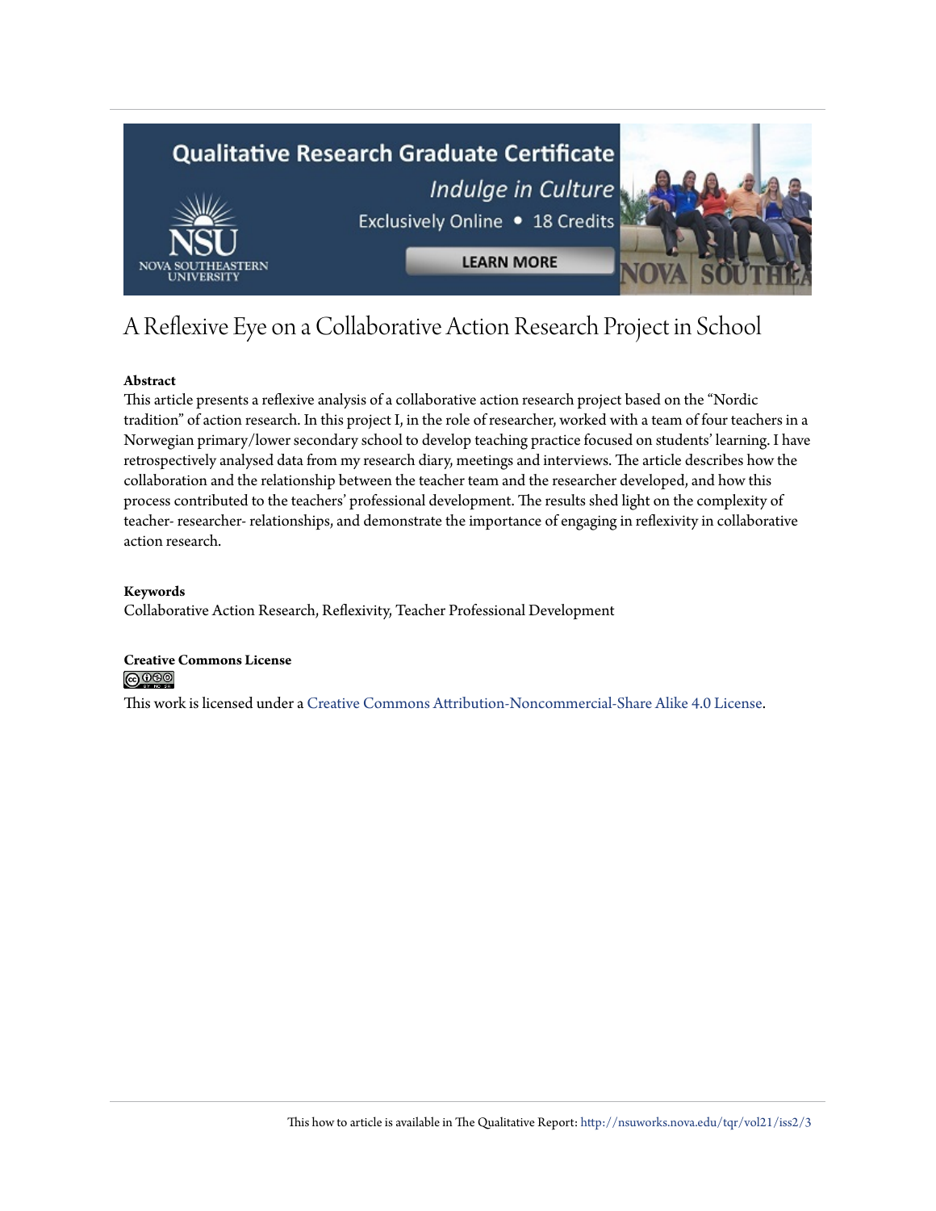# A Reflexive Eye on a Collaborative Action Research Project in School

**Abstract**

This article presents a reflexive analysis of a collaborative action research project based on the "Nordic tradition" of action research. In this project I, in the role of researcher, worked with a team of four teachers in a Norwegian primary/lower secondary school to develop teaching practice focused on students' learning. I have retrospectively analysed data from my research diary, meetings and interviews. The article describes how the collaboration and the relationship between the teacher team and the researcher developed, and how this process contributed to the teachers' professional development. The results shed light on the complexity of teacher- researcher- relationships, and demonstrate the importance of engaging in reflexivity in collaborative action research.

**Keywords**

Collaborative Action Research, Reflexivity, Teacher Professional Development

**Creative Commons License**

This work is licensed under a Creative Commons Attribution-Noncommercial-Share Alike 4.0 License.

This how to article is available in The Qualitative Report: http://nsuworks.nova.edu/tqr/vol21/iss2/3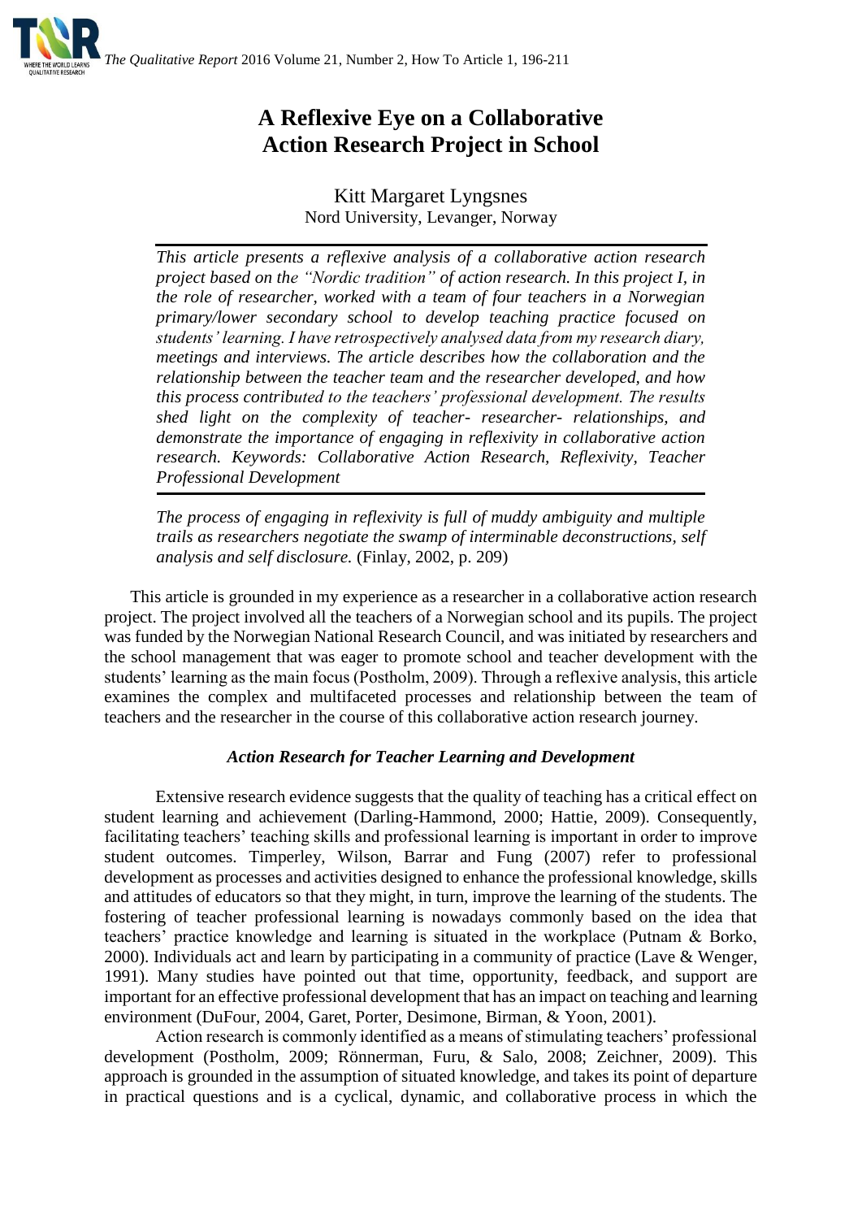# A Reflexive Eye on a Collaborative Action Research Project in School

Kitt Margaret Lyngsnes
Nord University, Levanger, Norway

*This article presents a reflexive analysis of a collaborative action research project based on the "Nordic tradition" of action research. In this project I, in the role of researcher, worked with a team of four teachers in a Norwegian primary/lower secondary school to develop teaching practice focused on students' learning. I have retrospectively analysed data from my research diary, meetings and interviews. The article describes how the collaboration and the relationship between the teacher team and the researcher developed, and how this process contributed to the teachers' professional development. The results shed light on the complexity of teacher- researcher- relationships, and demonstrate the importance of engaging in reflexivity in collaborative action research. Keywords: Collaborative Action Research, Reflexivity, Teacher Professional Development*

*The process of engaging in reflexivity is full of muddy ambiguity and multiple trails as researchers negotiate the swamp of interminable deconstructions, self analysis and self disclosure.* (Finlay, 2002, p. 209)

This article is grounded in my experience as a researcher in a collaborative action research project. The project involved all the teachers of a Norwegian school and its pupils. The project was funded by the Norwegian National Research Council, and was initiated by researchers and the school management that was eager to promote school and teacher development with the students' learning as the main focus (Postholm, 2009). Through a reflexive analysis, this article examines the complex and multifaceted processes and relationship between the team of teachers and the researcher in the course of this collaborative action research journey.

### *Action Research for Teacher Learning and Development*

Extensive research evidence suggests that the quality of teaching has a critical effect on student learning and achievement (Darling-Hammond, 2000; Hattie, 2009). Consequently, facilitating teachers' teaching skills and professional learning is important in order to improve student outcomes. Timperley, Wilson, Barrar and Fung (2007) refer to professional development as processes and activities designed to enhance the professional knowledge, skills and attitudes of educators so that they might, in turn, improve the learning of the students. The fostering of teacher professional learning is nowadays commonly based on the idea that teachers' practice knowledge and learning is situated in the workplace (Putnam & Borko, 2000). Individuals act and learn by participating in a community of practice (Lave & Wenger, 1991). Many studies have pointed out that time, opportunity, feedback, and support are important for an effective professional development that has an impact on teaching and learning environment (DuFour, 2004, Garet, Porter, Desimone, Birman, & Yoon, 2001).

Action research is commonly identified as a means of stimulating teachers' professional development (Postholm, 2009; Rönnerman, Furu, & Salo, 2008; Zeichner, 2009). This approach is grounded in the assumption of situated knowledge, and takes its point of departure in practical questions and is a cyclical, dynamic, and collaborative process in which the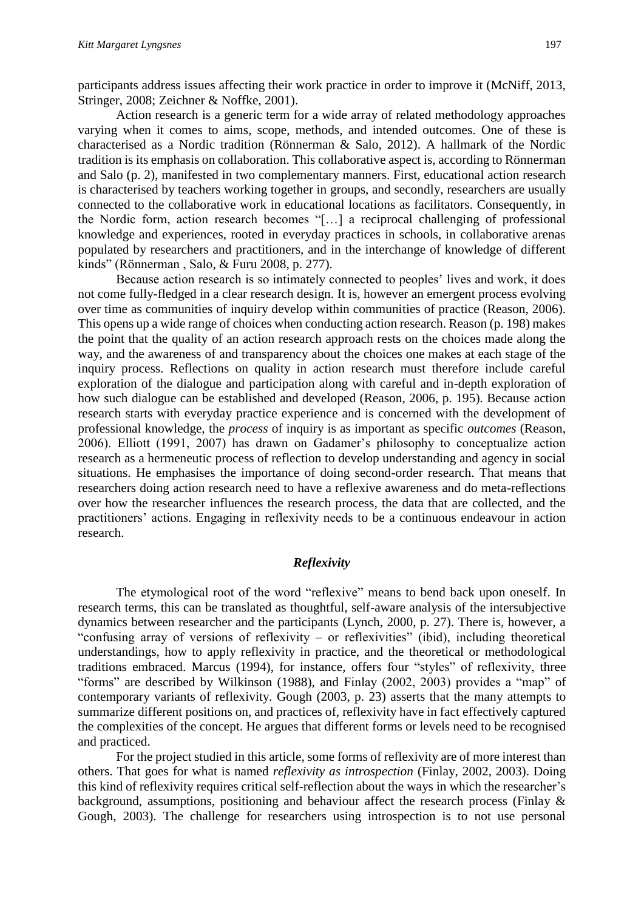participants address issues affecting their work practice in order to improve it (McNiff, 2013, Stringer, 2008; Zeichner & Noffke, 2001).

Action research is a generic term for a wide array of related methodology approaches varying when it comes to aims, scope, methods, and intended outcomes. One of these is characterised as a Nordic tradition (Rönnerman & Salo, 2012). A hallmark of the Nordic tradition is its emphasis on collaboration. This collaborative aspect is, according to Rönnerman and Salo (p. 2), manifested in two complementary manners. First, educational action research is characterised by teachers working together in groups, and secondly, researchers are usually connected to the collaborative work in educational locations as facilitators. Consequently, in the Nordic form, action research becomes "[…] a reciprocal challenging of professional knowledge and experiences, rooted in everyday practices in schools, in collaborative arenas populated by researchers and practitioners, and in the interchange of knowledge of different kinds" (Rönnerman , Salo, & Furu 2008, p. 277).

Because action research is so intimately connected to peoples' lives and work, it does not come fully-fledged in a clear research design. It is, however an emergent process evolving over time as communities of inquiry develop within communities of practice (Reason, 2006). This opens up a wide range of choices when conducting action research. Reason (p. 198) makes the point that the quality of an action research approach rests on the choices made along the way, and the awareness of and transparency about the choices one makes at each stage of the inquiry process. Reflections on quality in action research must therefore include careful exploration of the dialogue and participation along with careful and in-depth exploration of how such dialogue can be established and developed (Reason, 2006, p. 195). Because action research starts with everyday practice experience and is concerned with the development of professional knowledge, the *process* of inquiry is as important as specific *outcomes* (Reason, 2006). Elliott (1991, 2007) has drawn on Gadamer's philosophy to conceptualize action research as a hermeneutic process of reflection to develop understanding and agency in social situations. He emphasises the importance of doing second-order research. That means that researchers doing action research need to have a reflexive awareness and do meta-reflections over how the researcher influences the research process, the data that are collected, and the practitioners' actions. Engaging in reflexivity needs to be a continuous endeavour in action research.

## *Reflexivity*

The etymological root of the word "reflexive" means to bend back upon oneself. In research terms, this can be translated as thoughtful, self-aware analysis of the intersubjective dynamics between researcher and the participants (Lynch, 2000, p. 27). There is, however, a "confusing array of versions of reflexivity – or reflexivities" (ibid), including theoretical understandings, how to apply reflexivity in practice, and the theoretical or methodological traditions embraced. Marcus (1994), for instance, offers four "styles" of reflexivity, three "forms" are described by Wilkinson (1988), and Finlay (2002, 2003) provides a "map" of contemporary variants of reflexivity. Gough (2003, p. 23) asserts that the many attempts to summarize different positions on, and practices of, reflexivity have in fact effectively captured the complexities of the concept. He argues that different forms or levels need to be recognised and practiced.

For the project studied in this article, some forms of reflexivity are of more interest than others. That goes for what is named *reflexivity as introspection* (Finlay, 2002, 2003). Doing this kind of reflexivity requires critical self-reflection about the ways in which the researcher's background, assumptions, positioning and behaviour affect the research process (Finlay & Gough, 2003). The challenge for researchers using introspection is to not use personal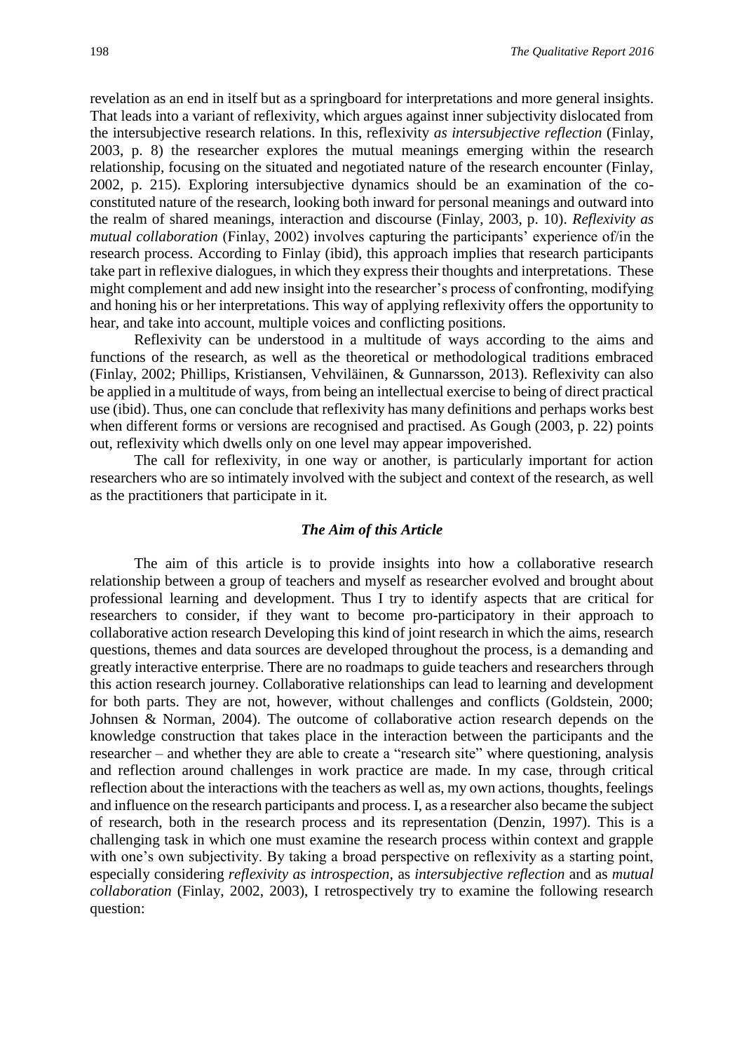revelation as an end in itself but as a springboard for interpretations and more general insights. That leads into a variant of reflexivity, which argues against inner subjectivity dislocated from the intersubjective research relations. In this, reflexivity *as intersubjective reflection* (Finlay, 2003, p. 8) the researcher explores the mutual meanings emerging within the research relationship, focusing on the situated and negotiated nature of the research encounter (Finlay, 2002, p. 215). Exploring intersubjective dynamics should be an examination of the co-constituted nature of the research, looking both inward for personal meanings and outward into the realm of shared meanings, interaction and discourse (Finlay, 2003, p. 10). *Reflexivity as mutual collaboration* (Finlay, 2002) involves capturing the participants' experience of/in the research process. According to Finlay (ibid), this approach implies that research participants take part in reflexive dialogues, in which they express their thoughts and interpretations. These might complement and add new insight into the researcher's process of confronting, modifying and honing his or her interpretations. This way of applying reflexivity offers the opportunity to hear, and take into account, multiple voices and conflicting positions.

Reflexivity can be understood in a multitude of ways according to the aims and functions of the research, as well as the theoretical or methodological traditions embraced (Finlay, 2002; Phillips, Kristiansen, Vehviläinen, & Gunnarsson, 2013). Reflexivity can also be applied in a multitude of ways, from being an intellectual exercise to being of direct practical use (ibid). Thus, one can conclude that reflexivity has many definitions and perhaps works best when different forms or versions are recognised and practised. As Gough (2003, p. 22) points out, reflexivity which dwells only on one level may appear impoverished.

The call for reflexivity, in one way or another, is particularly important for action researchers who are so intimately involved with the subject and context of the research, as well as the practitioners that participate in it.

### *The Aim of this Article*

The aim of this article is to provide insights into how a collaborative research relationship between a group of teachers and myself as researcher evolved and brought about professional learning and development. Thus I try to identify aspects that are critical for researchers to consider, if they want to become pro-participatory in their approach to collaborative action research Developing this kind of joint research in which the aims, research questions, themes and data sources are developed throughout the process, is a demanding and greatly interactive enterprise. There are no roadmaps to guide teachers and researchers through this action research journey. Collaborative relationships can lead to learning and development for both parts. They are not, however, without challenges and conflicts (Goldstein, 2000; Johnsen & Norman, 2004). The outcome of collaborative action research depends on the knowledge construction that takes place in the interaction between the participants and the researcher – and whether they are able to create a "research site" where questioning, analysis and reflection around challenges in work practice are made. In my case, through critical reflection about the interactions with the teachers as well as, my own actions, thoughts, feelings and influence on the research participants and process. I, as a researcher also became the subject of research, both in the research process and its representation (Denzin, 1997). This is a challenging task in which one must examine the research process within context and grapple with one's own subjectivity. By taking a broad perspective on reflexivity as a starting point, especially considering *reflexivity as introspection,* as *intersubjective reflection* and as *mutual collaboration* (Finlay, 2002, 2003), I retrospectively try to examine the following research question: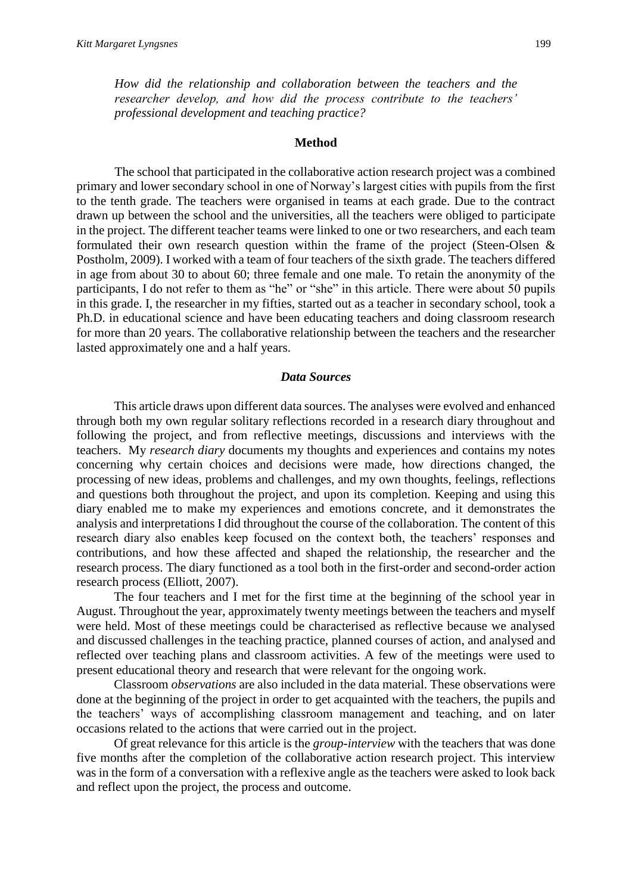*How did the relationship and collaboration between the teachers and the researcher develop, and how did the process contribute to the teachers' professional development and teaching practice?*

## Method

The school that participated in the collaborative action research project was a combined primary and lower secondary school in one of Norway's largest cities with pupils from the first to the tenth grade. The teachers were organised in teams at each grade. Due to the contract drawn up between the school and the universities, all the teachers were obliged to participate in the project. The different teacher teams were linked to one or two researchers, and each team formulated their own research question within the frame of the project (Steen-Olsen & Postholm, 2009). I worked with a team of four teachers of the sixth grade. The teachers differed in age from about 30 to about 60; three female and one male. To retain the anonymity of the participants, I do not refer to them as "he" or "she" in this article. There were about 50 pupils in this grade. I, the researcher in my fifties, started out as a teacher in secondary school, took a Ph.D. in educational science and have been educating teachers and doing classroom research for more than 20 years. The collaborative relationship between the teachers and the researcher lasted approximately one and a half years.

### *Data Sources*

This article draws upon different data sources. The analyses were evolved and enhanced through both my own regular solitary reflections recorded in a research diary throughout and following the project, and from reflective meetings, discussions and interviews with the teachers. My *research diary* documents my thoughts and experiences and contains my notes concerning why certain choices and decisions were made, how directions changed, the processing of new ideas, problems and challenges, and my own thoughts, feelings, reflections and questions both throughout the project, and upon its completion. Keeping and using this diary enabled me to make my experiences and emotions concrete, and it demonstrates the analysis and interpretations I did throughout the course of the collaboration. The content of this research diary also enables keep focused on the context both, the teachers' responses and contributions, and how these affected and shaped the relationship, the researcher and the research process. The diary functioned as a tool both in the first-order and second-order action research process (Elliott, 2007).

The four teachers and I met for the first time at the beginning of the school year in August. Throughout the year, approximately twenty meetings between the teachers and myself were held. Most of these meetings could be characterised as reflective because we analysed and discussed challenges in the teaching practice, planned courses of action, and analysed and reflected over teaching plans and classroom activities. A few of the meetings were used to present educational theory and research that were relevant for the ongoing work.

Classroom *observations* are also included in the data material. These observations were done at the beginning of the project in order to get acquainted with the teachers, the pupils and the teachers' ways of accomplishing classroom management and teaching, and on later occasions related to the actions that were carried out in the project.

Of great relevance for this article is the *group-interview* with the teachers that was done five months after the completion of the collaborative action research project. This interview was in the form of a conversation with a reflexive angle as the teachers were asked to look back and reflect upon the project, the process and outcome.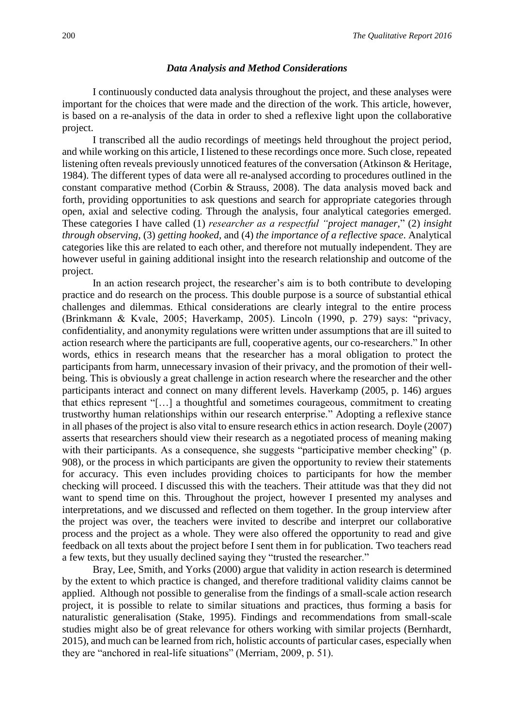### *Data Analysis and Method Considerations*

I continuously conducted data analysis throughout the project, and these analyses were important for the choices that were made and the direction of the work. This article, however, is based on a re-analysis of the data in order to shed a reflexive light upon the collaborative project.

I transcribed all the audio recordings of meetings held throughout the project period, and while working on this article, I listened to these recordings once more. Such close, repeated listening often reveals previously unnoticed features of the conversation (Atkinson & Heritage, 1984). The different types of data were all re-analysed according to procedures outlined in the constant comparative method (Corbin & Strauss, 2008). The data analysis moved back and forth, providing opportunities to ask questions and search for appropriate categories through open, axial and selective coding. Through the analysis, four analytical categories emerged. These categories I have called (1) *researcher as a respectful "project manager*," (2) *insight through observing*, (3) *getting hooked*, and (4) *the importance of a reflective space*. Analytical categories like this are related to each other, and therefore not mutually independent. They are however useful in gaining additional insight into the research relationship and outcome of the project.

In an action research project, the researcher's aim is to both contribute to developing practice and do research on the process. This double purpose is a source of substantial ethical challenges and dilemmas. Ethical considerations are clearly integral to the entire process (Brinkmann & Kvale, 2005; Haverkamp, 2005). Lincoln (1990, p. 279) says: "privacy, confidentiality, and anonymity regulations were written under assumptions that are ill suited to action research where the participants are full, cooperative agents, our co-researchers." In other words, ethics in research means that the researcher has a moral obligation to protect the participants from harm, unnecessary invasion of their privacy, and the promotion of their well-being. This is obviously a great challenge in action research where the researcher and the other participants interact and connect on many different levels. Haverkamp (2005, p. 146) argues that ethics represent "[…] a thoughtful and sometimes courageous, commitment to creating trustworthy human relationships within our research enterprise." Adopting a reflexive stance in all phases of the project is also vital to ensure research ethics in action research. Doyle (2007) asserts that researchers should view their research as a negotiated process of meaning making with their participants. As a consequence, she suggests "participative member checking" (p. 908), or the process in which participants are given the opportunity to review their statements for accuracy. This even includes providing choices to participants for how the member checking will proceed. I discussed this with the teachers. Their attitude was that they did not want to spend time on this. Throughout the project, however I presented my analyses and interpretations, and we discussed and reflected on them together. In the group interview after the project was over, the teachers were invited to describe and interpret our collaborative process and the project as a whole. They were also offered the opportunity to read and give feedback on all texts about the project before I sent them in for publication. Two teachers read a few texts, but they usually declined saying they "trusted the researcher."

Bray, Lee, Smith, and Yorks (2000) argue that validity in action research is determined by the extent to which practice is changed, and therefore traditional validity claims cannot be applied. Although not possible to generalise from the findings of a small-scale action research project, it is possible to relate to similar situations and practices, thus forming a basis for naturalistic generalisation (Stake, 1995). Findings and recommendations from small-scale studies might also be of great relevance for others working with similar projects (Bernhardt, 2015), and much can be learned from rich, holistic accounts of particular cases, especially when they are "anchored in real-life situations" (Merriam, 2009, p. 51).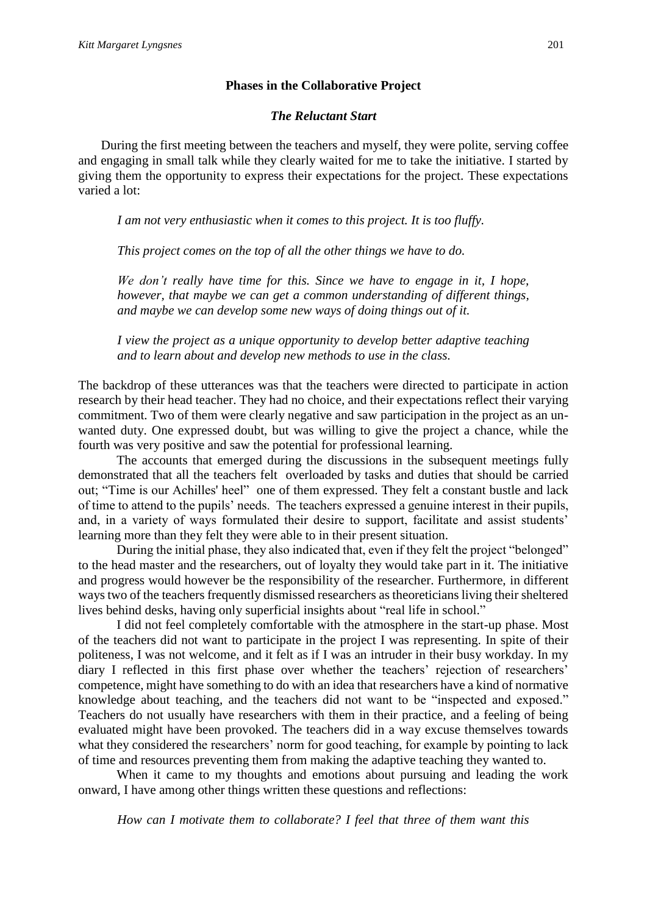## Phases in the Collaborative Project

### *The Reluctant Start*

During the first meeting between the teachers and myself, they were polite, serving coffee and engaging in small talk while they clearly waited for me to take the initiative. I started by giving them the opportunity to express their expectations for the project. These expectations varied a lot:

> *I am not very enthusiastic when it comes to this project. It is too fluffy.*
>
> *This project comes on the top of all the other things we have to do.*
>
> *We don't really have time for this. Since we have to engage in it, I hope, however, that maybe we can get a common understanding of different things, and maybe we can develop some new ways of doing things out of it.*
>
> *I view the project as a unique opportunity to develop better adaptive teaching and to learn about and develop new methods to use in the class.*

The backdrop of these utterances was that the teachers were directed to participate in action research by their head teacher. They had no choice, and their expectations reflect their varying commitment. Two of them were clearly negative and saw participation in the project as an unwanted duty. One expressed doubt, but was willing to give the project a chance, while the fourth was very positive and saw the potential for professional learning.

The accounts that emerged during the discussions in the subsequent meetings fully demonstrated that all the teachers felt overloaded by tasks and duties that should be carried out; "Time is our Achilles' heel" one of them expressed. They felt a constant bustle and lack of time to attend to the pupils' needs. The teachers expressed a genuine interest in their pupils, and, in a variety of ways formulated their desire to support, facilitate and assist students' learning more than they felt they were able to in their present situation.

During the initial phase, they also indicated that, even if they felt the project "belonged" to the head master and the researchers, out of loyalty they would take part in it. The initiative and progress would however be the responsibility of the researcher. Furthermore, in different ways two of the teachers frequently dismissed researchers as theoreticians living their sheltered lives behind desks, having only superficial insights about "real life in school."

I did not feel completely comfortable with the atmosphere in the start-up phase. Most of the teachers did not want to participate in the project I was representing. In spite of their politeness, I was not welcome, and it felt as if I was an intruder in their busy workday. In my diary I reflected in this first phase over whether the teachers' rejection of researchers' competence, might have something to do with an idea that researchers have a kind of normative knowledge about teaching, and the teachers did not want to be "inspected and exposed." Teachers do not usually have researchers with them in their practice, and a feeling of being evaluated might have been provoked. The teachers did in a way excuse themselves towards what they considered the researchers' norm for good teaching, for example by pointing to lack of time and resources preventing them from making the adaptive teaching they wanted to.

When it came to my thoughts and emotions about pursuing and leading the work onward, I have among other things written these questions and reflections:

> *How can I motivate them to collaborate? I feel that three of them want this*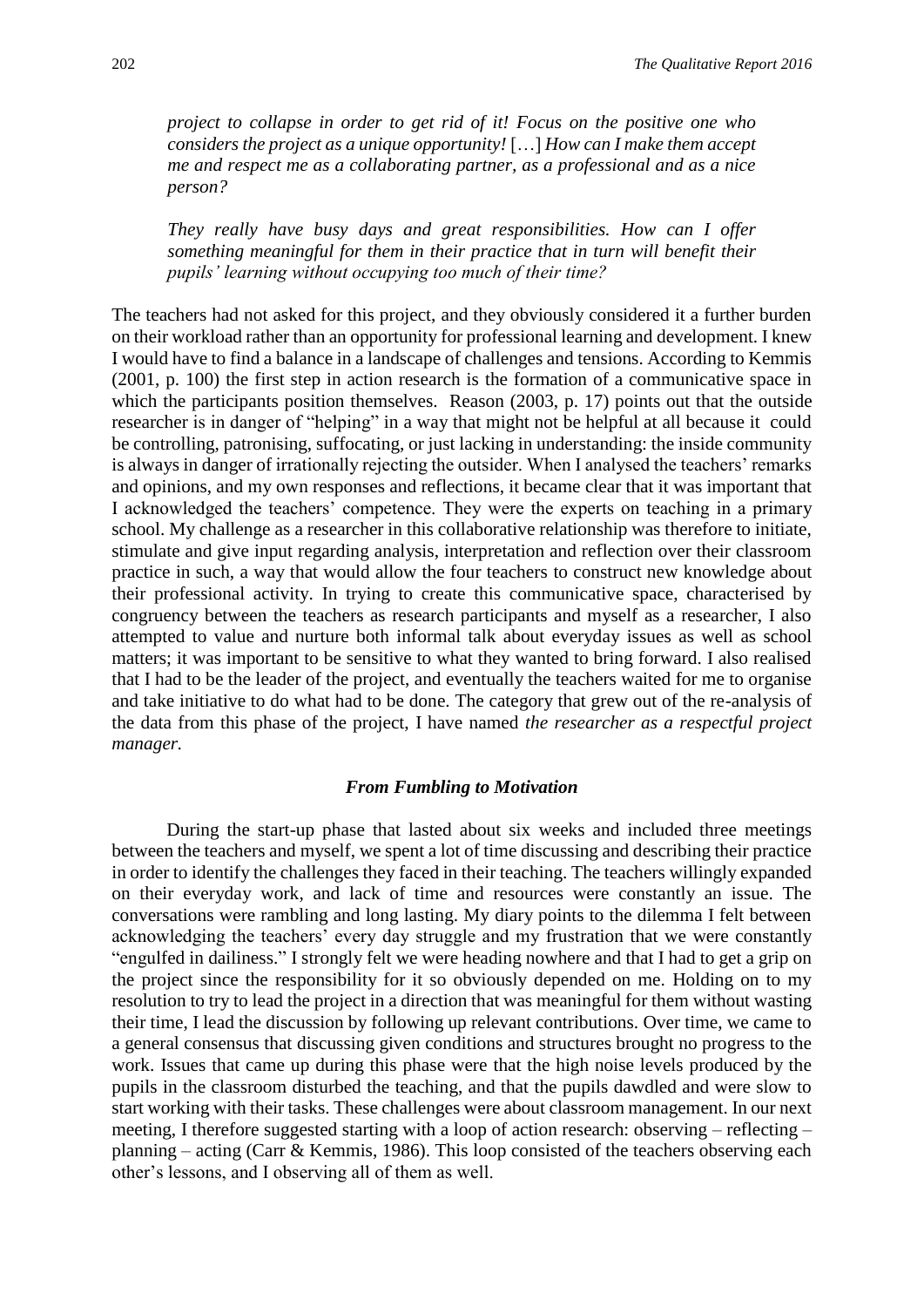*project to collapse in order to get rid of it! Focus on the positive one who considers the project as a unique opportunity!* […] *How can I make them accept me and respect me as a collaborating partner, as a professional and as a nice person?*

*They really have busy days and great responsibilities. How can I offer something meaningful for them in their practice that in turn will benefit their pupils' learning without occupying too much of their time?*

The teachers had not asked for this project, and they obviously considered it a further burden on their workload rather than an opportunity for professional learning and development. I knew I would have to find a balance in a landscape of challenges and tensions. According to Kemmis (2001, p. 100) the first step in action research is the formation of a communicative space in which the participants position themselves. Reason (2003, p. 17) points out that the outside researcher is in danger of "helping" in a way that might not be helpful at all because it could be controlling, patronising, suffocating, or just lacking in understanding: the inside community is always in danger of irrationally rejecting the outsider. When I analysed the teachers' remarks and opinions, and my own responses and reflections, it became clear that it was important that I acknowledged the teachers' competence. They were the experts on teaching in a primary school. My challenge as a researcher in this collaborative relationship was therefore to initiate, stimulate and give input regarding analysis, interpretation and reflection over their classroom practice in such, a way that would allow the four teachers to construct new knowledge about their professional activity. In trying to create this communicative space, characterised by congruency between the teachers as research participants and myself as a researcher, I also attempted to value and nurture both informal talk about everyday issues as well as school matters; it was important to be sensitive to what they wanted to bring forward. I also realised that I had to be the leader of the project, and eventually the teachers waited for me to organise and take initiative to do what had to be done. The category that grew out of the re-analysis of the data from this phase of the project, I have named *the researcher as a respectful project manager.*

### *From Fumbling to Motivation*

During the start-up phase that lasted about six weeks and included three meetings between the teachers and myself, we spent a lot of time discussing and describing their practice in order to identify the challenges they faced in their teaching. The teachers willingly expanded on their everyday work, and lack of time and resources were constantly an issue. The conversations were rambling and long lasting. My diary points to the dilemma I felt between acknowledging the teachers' every day struggle and my frustration that we were constantly "engulfed in dailiness." I strongly felt we were heading nowhere and that I had to get a grip on the project since the responsibility for it so obviously depended on me. Holding on to my resolution to try to lead the project in a direction that was meaningful for them without wasting their time, I lead the discussion by following up relevant contributions. Over time, we came to a general consensus that discussing given conditions and structures brought no progress to the work. Issues that came up during this phase were that the high noise levels produced by the pupils in the classroom disturbed the teaching, and that the pupils dawdled and were slow to start working with their tasks. These challenges were about classroom management. In our next meeting, I therefore suggested starting with a loop of action research: observing – reflecting – planning – acting (Carr & Kemmis, 1986). This loop consisted of the teachers observing each other's lessons, and I observing all of them as well.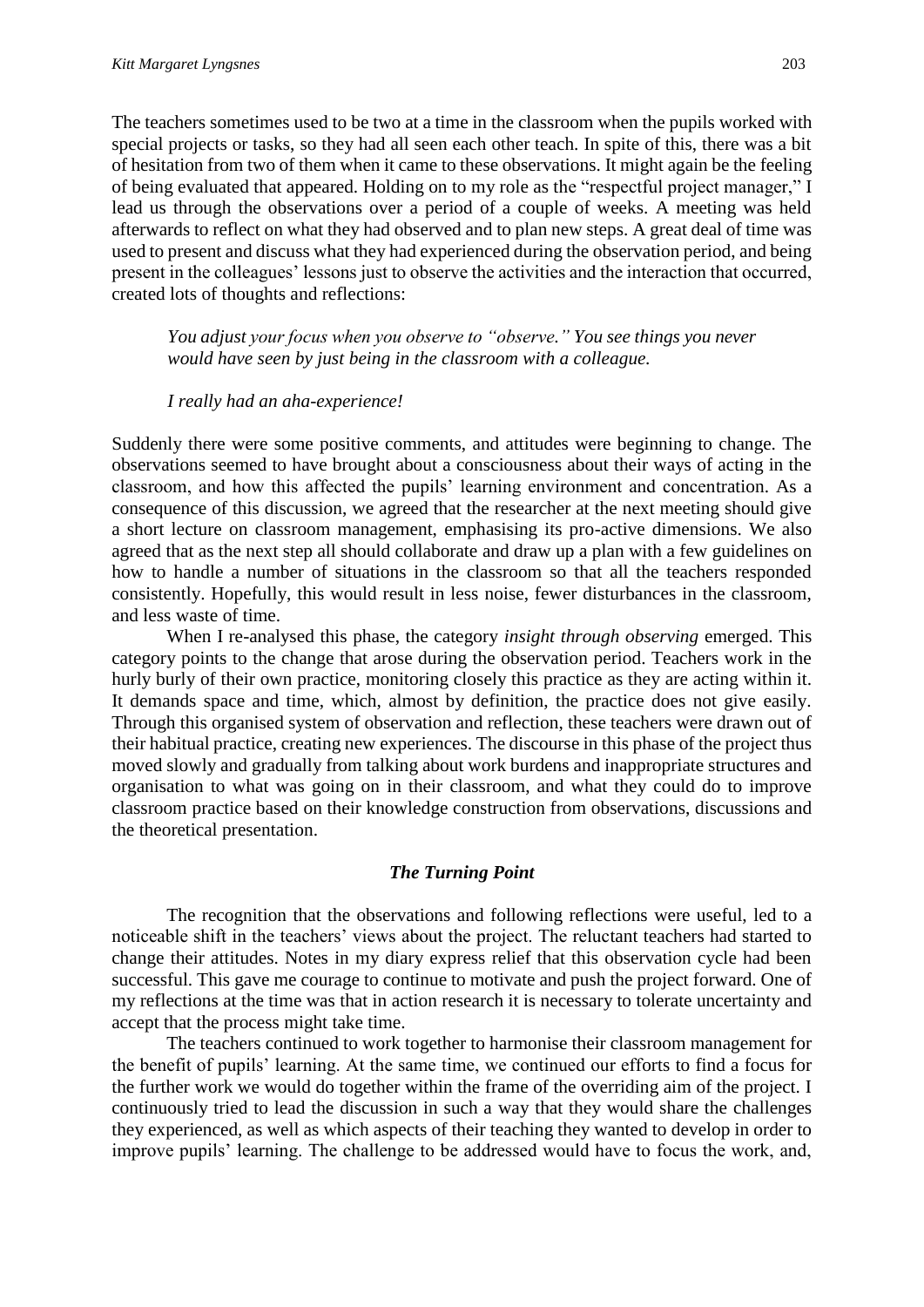The teachers sometimes used to be two at a time in the classroom when the pupils worked with special projects or tasks, so they had all seen each other teach. In spite of this, there was a bit of hesitation from two of them when it came to these observations. It might again be the feeling of being evaluated that appeared. Holding on to my role as the "respectful project manager," I lead us through the observations over a period of a couple of weeks. A meeting was held afterwards to reflect on what they had observed and to plan new steps. A great deal of time was used to present and discuss what they had experienced during the observation period, and being present in the colleagues' lessons just to observe the activities and the interaction that occurred, created lots of thoughts and reflections:

> *You adjust your focus when you observe to "observe." You see things you never would have seen by just being in the classroom with a colleague.*
>
> *I really had an aha-experience!*

Suddenly there were some positive comments, and attitudes were beginning to change. The observations seemed to have brought about a consciousness about their ways of acting in the classroom, and how this affected the pupils' learning environment and concentration. As a consequence of this discussion, we agreed that the researcher at the next meeting should give a short lecture on classroom management, emphasising its pro-active dimensions. We also agreed that as the next step all should collaborate and draw up a plan with a few guidelines on how to handle a number of situations in the classroom so that all the teachers responded consistently. Hopefully, this would result in less noise, fewer disturbances in the classroom, and less waste of time.

When I re-analysed this phase, the category *insight through observing* emerged. This category points to the change that arose during the observation period. Teachers work in the hurly burly of their own practice, monitoring closely this practice as they are acting within it. It demands space and time, which, almost by definition, the practice does not give easily. Through this organised system of observation and reflection, these teachers were drawn out of their habitual practice, creating new experiences. The discourse in this phase of the project thus moved slowly and gradually from talking about work burdens and inappropriate structures and organisation to what was going on in their classroom, and what they could do to improve classroom practice based on their knowledge construction from observations, discussions and the theoretical presentation.

### *The Turning Point*

The recognition that the observations and following reflections were useful, led to a noticeable shift in the teachers' views about the project. The reluctant teachers had started to change their attitudes. Notes in my diary express relief that this observation cycle had been successful. This gave me courage to continue to motivate and push the project forward. One of my reflections at the time was that in action research it is necessary to tolerate uncertainty and accept that the process might take time.

The teachers continued to work together to harmonise their classroom management for the benefit of pupils' learning. At the same time, we continued our efforts to find a focus for the further work we would do together within the frame of the overriding aim of the project. I continuously tried to lead the discussion in such a way that they would share the challenges they experienced, as well as which aspects of their teaching they wanted to develop in order to improve pupils' learning. The challenge to be addressed would have to focus the work, and,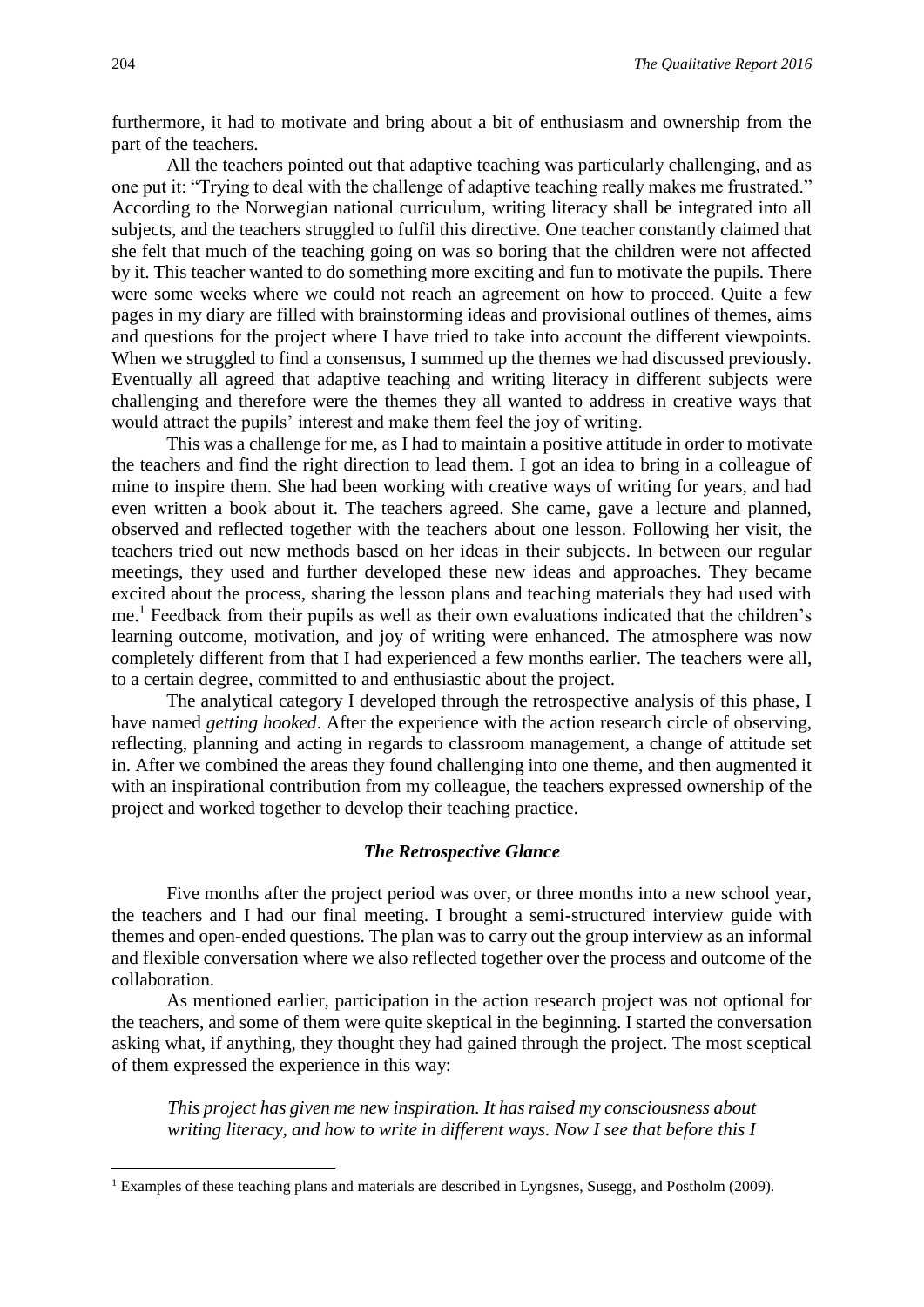furthermore, it had to motivate and bring about a bit of enthusiasm and ownership from the part of the teachers.

All the teachers pointed out that adaptive teaching was particularly challenging, and as one put it: "Trying to deal with the challenge of adaptive teaching really makes me frustrated." According to the Norwegian national curriculum, writing literacy shall be integrated into all subjects, and the teachers struggled to fulfil this directive. One teacher constantly claimed that she felt that much of the teaching going on was so boring that the children were not affected by it. This teacher wanted to do something more exciting and fun to motivate the pupils. There were some weeks where we could not reach an agreement on how to proceed. Quite a few pages in my diary are filled with brainstorming ideas and provisional outlines of themes, aims and questions for the project where I have tried to take into account the different viewpoints. When we struggled to find a consensus, I summed up the themes we had discussed previously. Eventually all agreed that adaptive teaching and writing literacy in different subjects were challenging and therefore were the themes they all wanted to address in creative ways that would attract the pupils' interest and make them feel the joy of writing.

This was a challenge for me, as I had to maintain a positive attitude in order to motivate the teachers and find the right direction to lead them. I got an idea to bring in a colleague of mine to inspire them. She had been working with creative ways of writing for years, and had even written a book about it. The teachers agreed. She came, gave a lecture and planned, observed and reflected together with the teachers about one lesson. Following her visit, the teachers tried out new methods based on her ideas in their subjects. In between our regular meetings, they used and further developed these new ideas and approaches. They became excited about the process, sharing the lesson plans and teaching materials they had used with me.[1] Feedback from their pupils as well as their own evaluations indicated that the children's learning outcome, motivation, and joy of writing were enhanced. The atmosphere was now completely different from that I had experienced a few months earlier. The teachers were all, to a certain degree, committed to and enthusiastic about the project.

The analytical category I developed through the retrospective analysis of this phase, I have named *getting hooked*. After the experience with the action research circle of observing, reflecting, planning and acting in regards to classroom management, a change of attitude set in. After we combined the areas they found challenging into one theme, and then augmented it with an inspirational contribution from my colleague, the teachers expressed ownership of the project and worked together to develop their teaching practice.

### *The Retrospective Glance*

Five months after the project period was over, or three months into a new school year, the teachers and I had our final meeting. I brought a semi-structured interview guide with themes and open-ended questions. The plan was to carry out the group interview as an informal and flexible conversation where we also reflected together over the process and outcome of the collaboration.

As mentioned earlier, participation in the action research project was not optional for the teachers, and some of them were quite skeptical in the beginning. I started the conversation asking what, if anything, they thought they had gained through the project. The most sceptical of them expressed the experience in this way:

> *This project has given me new inspiration. It has raised my consciousness about writing literacy, and how to write in different ways. Now I see that before this I*

[1] Examples of these teaching plans and materials are described in Lyngsnes, Susegg, and Postholm (2009).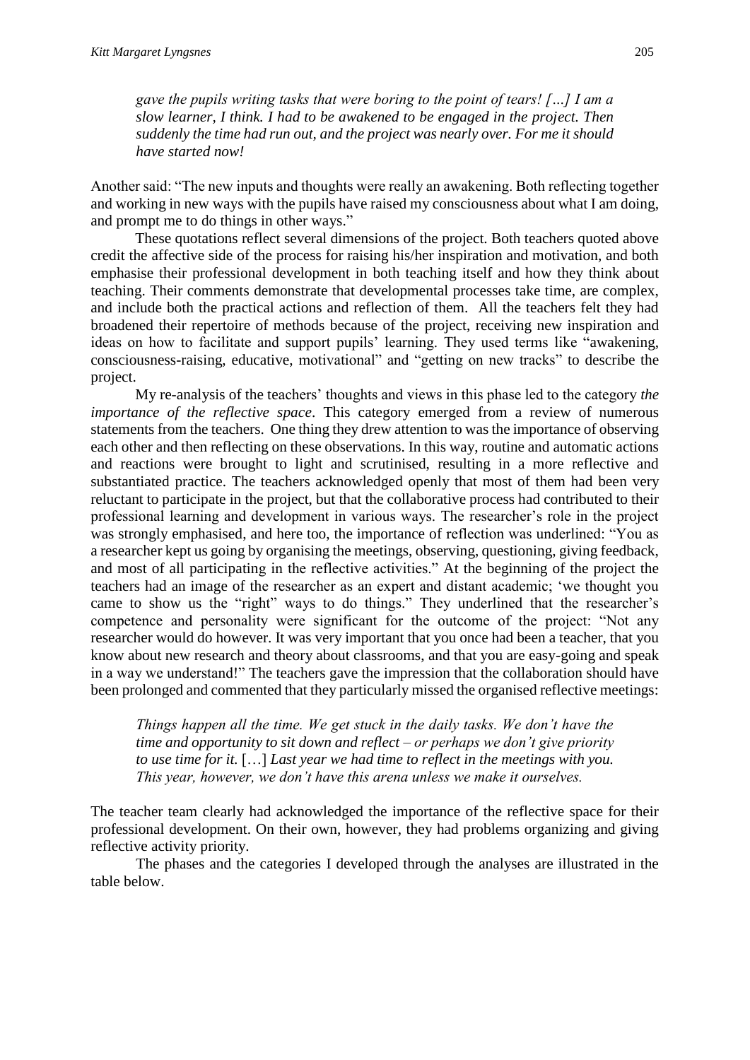*gave the pupils writing tasks that were boring to the point of tears! […] I am a slow learner, I think. I had to be awakened to be engaged in the project. Then suddenly the time had run out, and the project was nearly over. For me it should have started now!*

Another said: "The new inputs and thoughts were really an awakening. Both reflecting together and working in new ways with the pupils have raised my consciousness about what I am doing, and prompt me to do things in other ways."

These quotations reflect several dimensions of the project. Both teachers quoted above credit the affective side of the process for raising his/her inspiration and motivation, and both emphasise their professional development in both teaching itself and how they think about teaching. Their comments demonstrate that developmental processes take time, are complex, and include both the practical actions and reflection of them. All the teachers felt they had broadened their repertoire of methods because of the project, receiving new inspiration and ideas on how to facilitate and support pupils' learning. They used terms like "awakening, consciousness-raising, educative, motivational" and "getting on new tracks" to describe the project.

My re-analysis of the teachers' thoughts and views in this phase led to the category *the importance of the reflective space*. This category emerged from a review of numerous statements from the teachers. One thing they drew attention to was the importance of observing each other and then reflecting on these observations. In this way, routine and automatic actions and reactions were brought to light and scrutinised, resulting in a more reflective and substantiated practice. The teachers acknowledged openly that most of them had been very reluctant to participate in the project, but that the collaborative process had contributed to their professional learning and development in various ways. The researcher's role in the project was strongly emphasised, and here too, the importance of reflection was underlined: "You as a researcher kept us going by organising the meetings, observing, questioning, giving feedback, and most of all participating in the reflective activities." At the beginning of the project the teachers had an image of the researcher as an expert and distant academic; 'we thought you came to show us the "right" ways to do things." They underlined that the researcher's competence and personality were significant for the outcome of the project: "Not any researcher would do however. It was very important that you once had been a teacher, that you know about new research and theory about classrooms, and that you are easy-going and speak in a way we understand!" The teachers gave the impression that the collaboration should have been prolonged and commented that they particularly missed the organised reflective meetings:

*Things happen all the time. We get stuck in the daily tasks. We don't have the time and opportunity to sit down and reflect – or perhaps we don't give priority to use time for it.* […] *Last year we had time to reflect in the meetings with you. This year, however, we don't have this arena unless we make it ourselves.*

The teacher team clearly had acknowledged the importance of the reflective space for their professional development. On their own, however, they had problems organizing and giving reflective activity priority.

The phases and the categories I developed through the analyses are illustrated in the table below.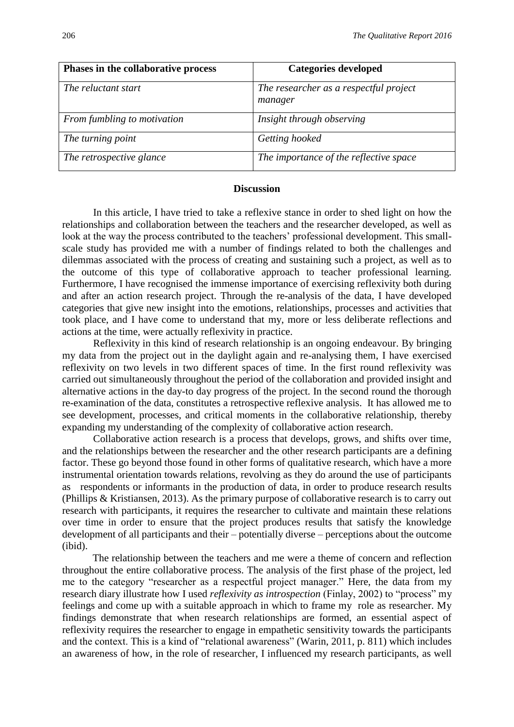| Phases in the collaborative process | Categories developed |
|---|---|
| *The reluctant start* | *The researcher as a respectful project manager* |
| *From fumbling to motivation* | *Insight through observing* |
| *The turning point* | *Getting hooked* |
| *The retrospective glance* | *The importance of the reflective space* |

## Discussion

In this article, I have tried to take a reflexive stance in order to shed light on how the relationships and collaboration between the teachers and the researcher developed, as well as look at the way the process contributed to the teachers' professional development. This small-scale study has provided me with a number of findings related to both the challenges and dilemmas associated with the process of creating and sustaining such a project, as well as to the outcome of this type of collaborative approach to teacher professional learning. Furthermore, I have recognised the immense importance of exercising reflexivity both during and after an action research project. Through the re-analysis of the data, I have developed categories that give new insight into the emotions, relationships, processes and activities that took place, and I have come to understand that my, more or less deliberate reflections and actions at the time, were actually reflexivity in practice.

Reflexivity in this kind of research relationship is an ongoing endeavour. By bringing my data from the project out in the daylight again and re-analysing them, I have exercised reflexivity on two levels in two different spaces of time. In the first round reflexivity was carried out simultaneously throughout the period of the collaboration and provided insight and alternative actions in the day-to day progress of the project. In the second round the thorough re-examination of the data, constitutes a retrospective reflexive analysis. It has allowed me to see development, processes, and critical moments in the collaborative relationship, thereby expanding my understanding of the complexity of collaborative action research.

Collaborative action research is a process that develops, grows, and shifts over time, and the relationships between the researcher and the other research participants are a defining factor. These go beyond those found in other forms of qualitative research, which have a more instrumental orientation towards relations, revolving as they do around the use of participants as respondents or informants in the production of data, in order to produce research results (Phillips & Kristiansen, 2013). As the primary purpose of collaborative research is to carry out research with participants, it requires the researcher to cultivate and maintain these relations over time in order to ensure that the project produces results that satisfy the knowledge development of all participants and their – potentially diverse – perceptions about the outcome (ibid).

The relationship between the teachers and me were a theme of concern and reflection throughout the entire collaborative process. The analysis of the first phase of the project, led me to the category "researcher as a respectful project manager." Here, the data from my research diary illustrate how I used *reflexivity as introspection* (Finlay, 2002) to "process" my feelings and come up with a suitable approach in which to frame my role as researcher. My findings demonstrate that when research relationships are formed, an essential aspect of reflexivity requires the researcher to engage in empathetic sensitivity towards the participants and the context. This is a kind of "relational awareness" (Warin, 2011, p. 811) which includes an awareness of how, in the role of researcher, I influenced my research participants, as well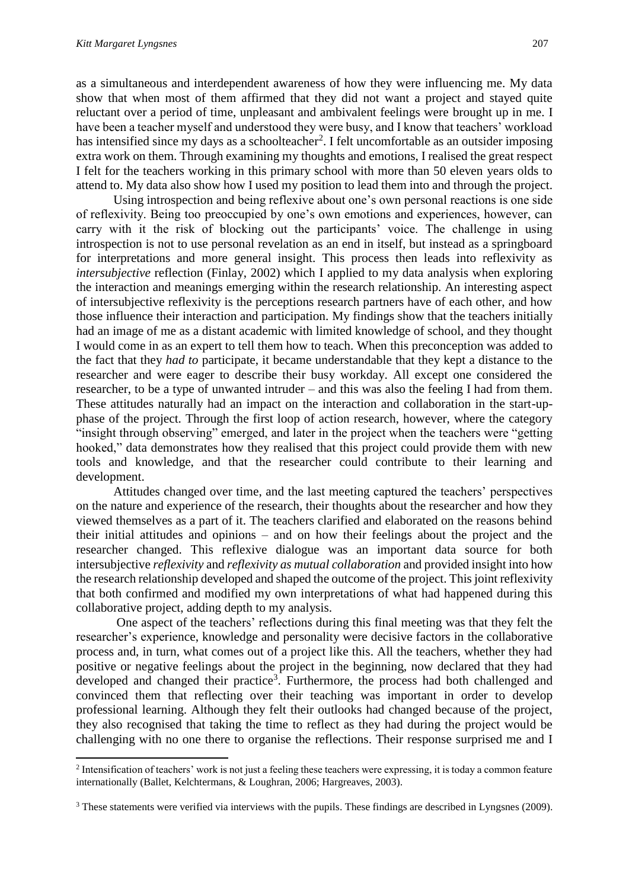as a simultaneous and interdependent awareness of how they were influencing me. My data show that when most of them affirmed that they did not want a project and stayed quite reluctant over a period of time, unpleasant and ambivalent feelings were brought up in me. I have been a teacher myself and understood they were busy, and I know that teachers' workload has intensified since my days as a schoolteacher[2]. I felt uncomfortable as an outsider imposing extra work on them. Through examining my thoughts and emotions, I realised the great respect I felt for the teachers working in this primary school with more than 50 eleven years olds to attend to. My data also show how I used my position to lead them into and through the project.

Using introspection and being reflexive about one's own personal reactions is one side of reflexivity. Being too preoccupied by one's own emotions and experiences, however, can carry with it the risk of blocking out the participants' voice. The challenge in using introspection is not to use personal revelation as an end in itself, but instead as a springboard for interpretations and more general insight. This process then leads into reflexivity as *intersubjective* reflection (Finlay, 2002) which I applied to my data analysis when exploring the interaction and meanings emerging within the research relationship. An interesting aspect of intersubjective reflexivity is the perceptions research partners have of each other, and how those influence their interaction and participation. My findings show that the teachers initially had an image of me as a distant academic with limited knowledge of school, and they thought I would come in as an expert to tell them how to teach. When this preconception was added to the fact that they *had to* participate, it became understandable that they kept a distance to the researcher and were eager to describe their busy workday. All except one considered the researcher, to be a type of unwanted intruder – and this was also the feeling I had from them. These attitudes naturally had an impact on the interaction and collaboration in the start-up-phase of the project. Through the first loop of action research, however, where the category "insight through observing" emerged, and later in the project when the teachers were "getting hooked," data demonstrates how they realised that this project could provide them with new tools and knowledge, and that the researcher could contribute to their learning and development.

Attitudes changed over time, and the last meeting captured the teachers' perspectives on the nature and experience of the research, their thoughts about the researcher and how they viewed themselves as a part of it. The teachers clarified and elaborated on the reasons behind their initial attitudes and opinions – and on how their feelings about the project and the researcher changed. This reflexive dialogue was an important data source for both intersubjective *reflexivity* and *reflexivity as mutual collaboration* and provided insight into how the research relationship developed and shaped the outcome of the project. This joint reflexivity that both confirmed and modified my own interpretations of what had happened during this collaborative project, adding depth to my analysis.

One aspect of the teachers' reflections during this final meeting was that they felt the researcher's experience, knowledge and personality were decisive factors in the collaborative process and, in turn, what comes out of a project like this. All the teachers, whether they had positive or negative feelings about the project in the beginning, now declared that they had developed and changed their practice[3]. Furthermore, the process had both challenged and convinced them that reflecting over their teaching was important in order to develop professional learning. Although they felt their outlooks had changed because of the project, they also recognised that taking the time to reflect as they had during the project would be challenging with no one there to organise the reflections. Their response surprised me and I

---

[2] Intensification of teachers' work is not just a feeling these teachers were expressing, it is today a common feature internationally (Ballet, Kelchtermans, & Loughran, 2006; Hargreaves, 2003).

[3] These statements were verified via interviews with the pupils. These findings are described in Lyngsnes (2009).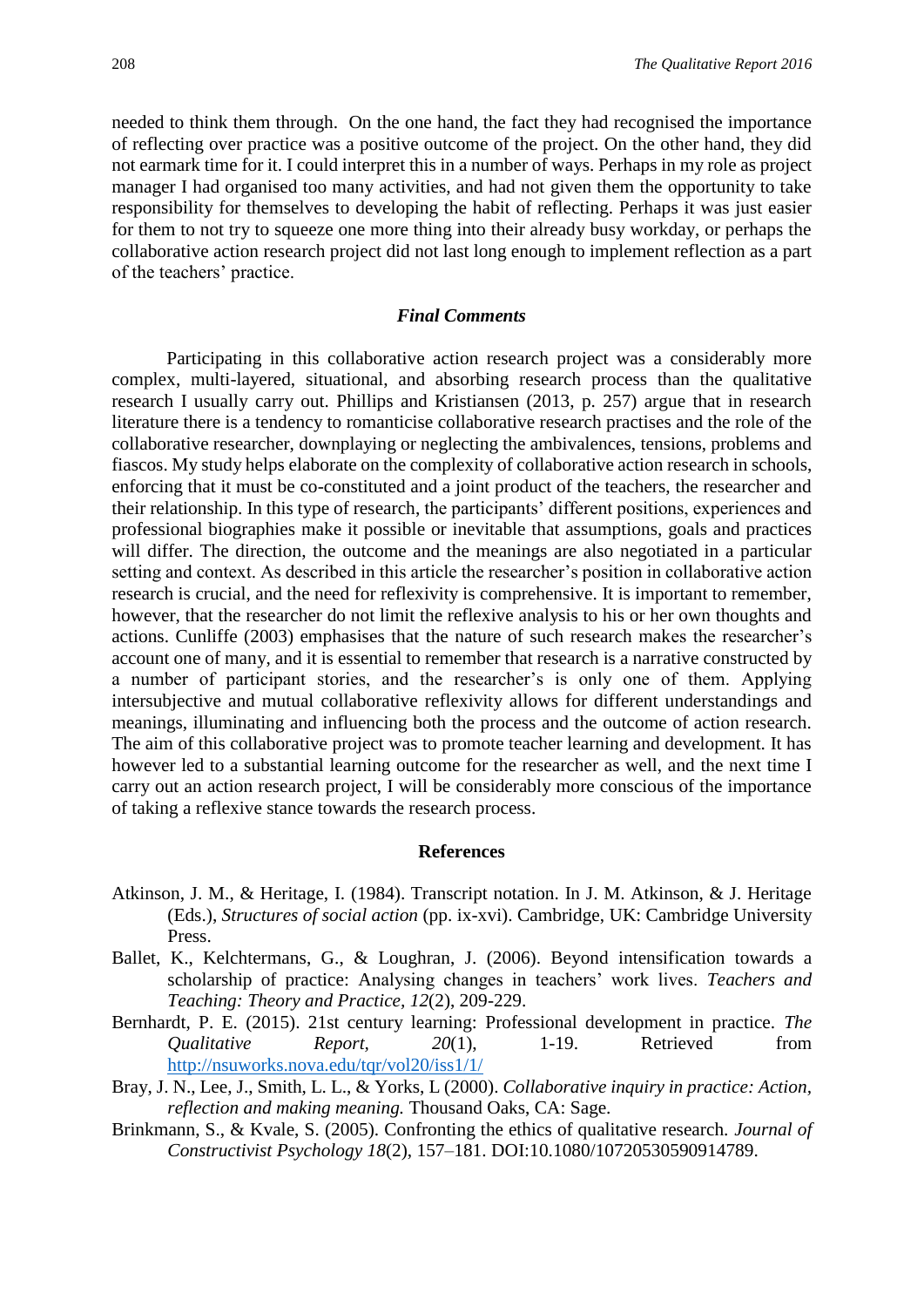needed to think them through. On the one hand, the fact they had recognised the importance of reflecting over practice was a positive outcome of the project. On the other hand, they did not earmark time for it. I could interpret this in a number of ways. Perhaps in my role as project manager I had organised too many activities, and had not given them the opportunity to take responsibility for themselves to developing the habit of reflecting. Perhaps it was just easier for them to not try to squeeze one more thing into their already busy workday, or perhaps the collaborative action research project did not last long enough to implement reflection as a part of the teachers' practice.

### *Final Comments*

Participating in this collaborative action research project was a considerably more complex, multi-layered, situational, and absorbing research process than the qualitative research I usually carry out. Phillips and Kristiansen (2013, p. 257) argue that in research literature there is a tendency to romanticise collaborative research practises and the role of the collaborative researcher, downplaying or neglecting the ambivalences, tensions, problems and fiascos. My study helps elaborate on the complexity of collaborative action research in schools, enforcing that it must be co-constituted and a joint product of the teachers, the researcher and their relationship. In this type of research, the participants' different positions, experiences and professional biographies make it possible or inevitable that assumptions, goals and practices will differ. The direction, the outcome and the meanings are also negotiated in a particular setting and context. As described in this article the researcher's position in collaborative action research is crucial, and the need for reflexivity is comprehensive. It is important to remember, however, that the researcher do not limit the reflexive analysis to his or her own thoughts and actions. Cunliffe (2003) emphasises that the nature of such research makes the researcher's account one of many, and it is essential to remember that research is a narrative constructed by a number of participant stories, and the researcher's is only one of them. Applying intersubjective and mutual collaborative reflexivity allows for different understandings and meanings, illuminating and influencing both the process and the outcome of action research. The aim of this collaborative project was to promote teacher learning and development. It has however led to a substantial learning outcome for the researcher as well, and the next time I carry out an action research project, I will be considerably more conscious of the importance of taking a reflexive stance towards the research process.

## References

Atkinson, J. M., & Heritage, I. (1984). Transcript notation. In J. M. Atkinson, & J. Heritage (Eds.), *Structures of social action* (pp. ix-xvi). Cambridge, UK: Cambridge University Press.

Ballet, K., Kelchtermans, G., & Loughran, J. (2006). Beyond intensification towards a scholarship of practice: Analysing changes in teachers' work lives. *Teachers and Teaching: Theory and Practice, 12*(2), 209-229.

Bernhardt, P. E. (2015). 21st century learning: Professional development in practice. *The Qualitative Report, 20*(1), 1-19. Retrieved from http://nsuworks.nova.edu/tqr/vol20/iss1/1/

Bray, J. N., Lee, J., Smith, L. L., & Yorks, L (2000). *Collaborative inquiry in practice: Action, reflection and making meaning.* Thousand Oaks, CA: Sage.

Brinkmann, S., & Kvale, S. (2005). Confronting the ethics of qualitative research. *Journal of Constructivist Psychology 18*(2), 157–181. DOI:10.1080/10720530590914789.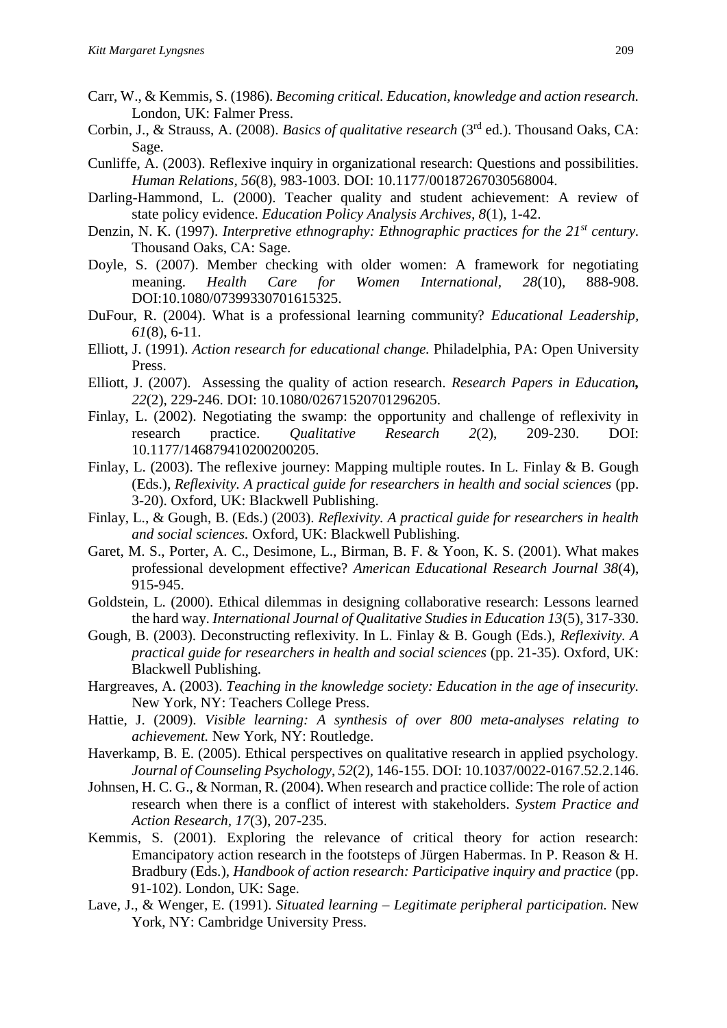Carr, W., & Kemmis, S. (1986). *Becoming critical. Education, knowledge and action research.* London, UK: Falmer Press.

Corbin, J., & Strauss, A. (2008). *Basics of qualitative research* (3rd ed.). Thousand Oaks, CA: Sage.

Cunliffe, A. (2003). Reflexive inquiry in organizational research: Questions and possibilities. *Human Relations, 56*(8), 983-1003. DOI: 10.1177/00187267030568004.

Darling-Hammond, L. (2000). Teacher quality and student achievement: A review of state policy evidence. *Education Policy Analysis Archives, 8*(1), 1-42.

Denzin, N. K. (1997). *Interpretive ethnography: Ethnographic practices for the 21st century.* Thousand Oaks, CA: Sage.

Doyle, S. (2007). Member checking with older women: A framework for negotiating meaning. *Health Care for Women International, 28*(10), 888-908. DOI:10.1080/07399330701615325.

DuFour, R. (2004). What is a professional learning community? *Educational Leadership, 61*(8), 6-11.

Elliott, J. (1991). *Action research for educational change.* Philadelphia, PA: Open University Press.

Elliott, J. (2007). Assessing the quality of action research. *Research Papers in Education**,** 22*(2), 229-246. DOI: 10.1080/02671520701296205.

Finlay, L. (2002). Negotiating the swamp: the opportunity and challenge of reflexivity in research practice. *Qualitative Research 2*(2), 209-230. DOI: 10.1177/146879410200200205.

Finlay, L. (2003). The reflexive journey: Mapping multiple routes. In L. Finlay & B. Gough (Eds.), *Reflexivity. A practical guide for researchers in health and social sciences* (pp. 3-20). Oxford, UK: Blackwell Publishing.

Finlay, L., & Gough, B. (Eds.) (2003). *Reflexivity. A practical guide for researchers in health and social sciences.* Oxford, UK: Blackwell Publishing.

Garet, M. S., Porter, A. C., Desimone, L., Birman, B. F. & Yoon, K. S. (2001). What makes professional development effective? *American Educational Research Journal 38*(4), 915-945.

Goldstein, L. (2000). Ethical dilemmas in designing collaborative research: Lessons learned the hard way. *International Journal of Qualitative Studies in Education 13*(5), 317-330.

Gough, B. (2003). Deconstructing reflexivity. In L. Finlay & B. Gough (Eds.), *Reflexivity. A practical guide for researchers in health and social sciences* (pp. 21-35). Oxford, UK: Blackwell Publishing.

Hargreaves, A. (2003). *Teaching in the knowledge society: Education in the age of insecurity.* New York, NY: Teachers College Press.

Hattie, J. (2009). *Visible learning: A synthesis of over 800 meta-analyses relating to achievement.* New York, NY: Routledge.

Haverkamp, B. E. (2005). Ethical perspectives on qualitative research in applied psychology. *Journal of Counseling Psychology, 52*(2), 146-155. DOI: 10.1037/0022-0167.52.2.146.

Johnsen, H. C. G., & Norman, R. (2004). When research and practice collide: The role of action research when there is a conflict of interest with stakeholders. *System Practice and Action Research, 17*(3), 207-235.

Kemmis, S. (2001). Exploring the relevance of critical theory for action research: Emancipatory action research in the footsteps of Jürgen Habermas. In P. Reason & H. Bradbury (Eds.), *Handbook of action research: Participative inquiry and practice* (pp. 91-102). London, UK: Sage.

Lave, J., & Wenger, E. (1991). *Situated learning – Legitimate peripheral participation.* New York, NY: Cambridge University Press.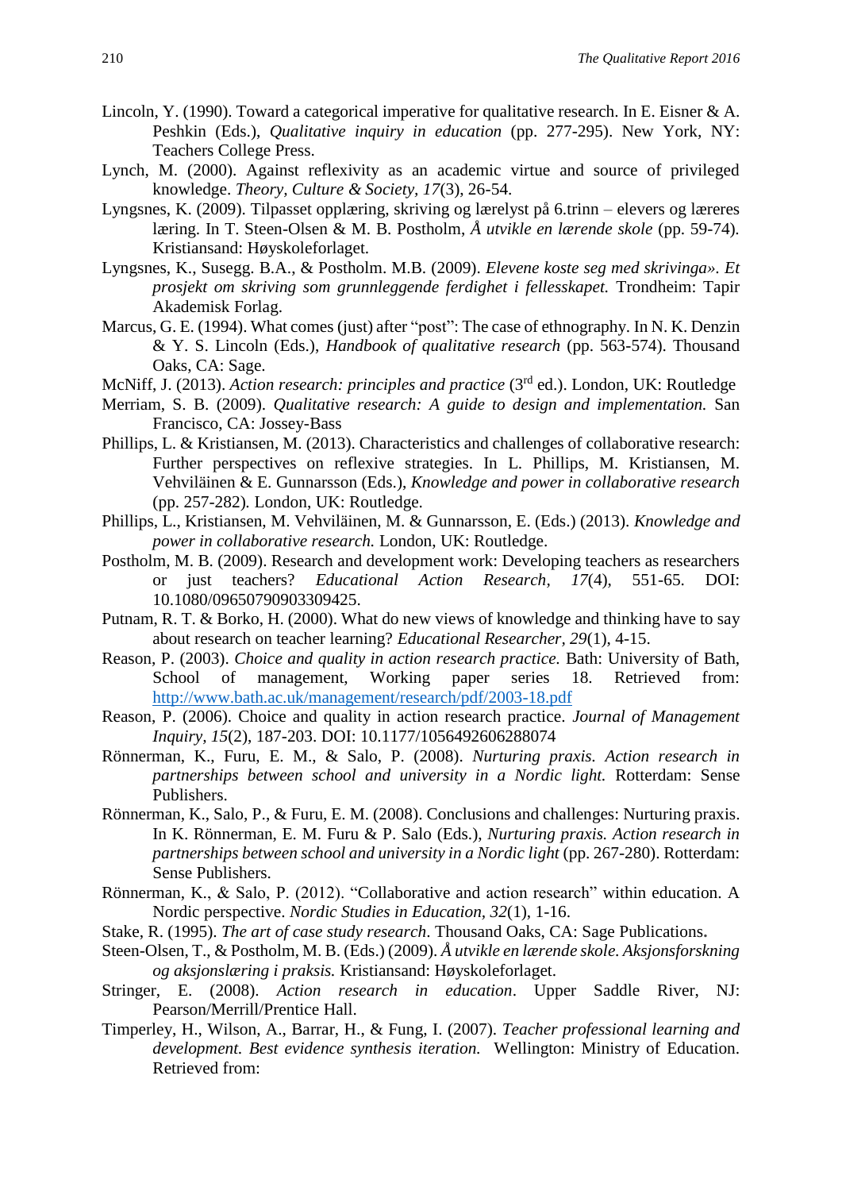Lincoln, Y. (1990). Toward a categorical imperative for qualitative research. In E. Eisner & A. Peshkin (Eds.), *Qualitative inquiry in education* (pp. 277-295). New York, NY: Teachers College Press.

Lynch, M. (2000). Against reflexivity as an academic virtue and source of privileged knowledge. *Theory, Culture & Society, 17*(3), 26-54.

Lyngsnes, K. (2009). Tilpasset opplæring, skriving og lærelyst på 6.trinn – elevers og læreres læring. In T. Steen-Olsen & M. B. Postholm, *Å utvikle en lærende skole* (pp. 59-74). Kristiansand: Høyskoleforlaget.

Lyngsnes, K., Susegg. B.A., & Postholm. M.B. (2009). *Elevene koste seg med skrivinga». Et prosjekt om skriving som grunnleggende ferdighet i fellesskapet.* Trondheim: Tapir Akademisk Forlag.

Marcus, G. E. (1994). What comes (just) after "post": The case of ethnography. In N. K. Denzin & Y. S. Lincoln (Eds.), *Handbook of qualitative research* (pp. 563-574). Thousand Oaks, CA: Sage.

McNiff, J. (2013). *Action research: principles and practice* (3rd ed.). London, UK: Routledge

Merriam, S. B. (2009). *Qualitative research: A guide to design and implementation.* San Francisco, CA: Jossey-Bass

Phillips, L. & Kristiansen, M. (2013). Characteristics and challenges of collaborative research: Further perspectives on reflexive strategies. In L. Phillips, M. Kristiansen, M. Vehviläinen & E. Gunnarsson (Eds.), *Knowledge and power in collaborative research* (pp. 257-282). London, UK: Routledge.

Phillips, L., Kristiansen, M. Vehviläinen, M. & Gunnarsson, E. (Eds.) (2013). *Knowledge and power in collaborative research.* London, UK: Routledge.

Postholm, M. B. (2009). Research and development work: Developing teachers as researchers or just teachers? *Educational Action Research, 17*(4), 551-65. DOI: 10.1080/09650790903309425.

Putnam, R. T. & Borko, H. (2000). What do new views of knowledge and thinking have to say about research on teacher learning? *Educational Researcher, 29*(1), 4-15.

Reason, P. (2003). *Choice and quality in action research practice.* Bath: University of Bath, School of management, Working paper series 18. Retrieved from: http://www.bath.ac.uk/management/research/pdf/2003-18.pdf

Reason, P. (2006). Choice and quality in action research practice. *Journal of Management Inquiry, 15*(2), 187-203. DOI: 10.1177/1056492606288074

Rönnerman, K., Furu, E. M., & Salo, P. (2008). *Nurturing praxis. Action research in partnerships between school and university in a Nordic light.* Rotterdam: Sense Publishers.

Rönnerman, K., Salo, P., & Furu, E. M. (2008). Conclusions and challenges: Nurturing praxis. In K. Rönnerman, E. M. Furu & P. Salo (Eds.), *Nurturing praxis. Action research in partnerships between school and university in a Nordic light* (pp. 267-280). Rotterdam: Sense Publishers.

Rönnerman, K., & Salo, P. (2012). "Collaborative and action research" within education. A Nordic perspective. *Nordic Studies in Education, 32*(1), 1-16.

Stake, R. (1995). *The art of case study research*. Thousand Oaks, CA: Sage Publications.

Steen-Olsen, T., & Postholm, M. B. (Eds.) (2009). *Å utvikle en lærende skole. Aksjonsforskning og aksjonslæring i praksis.* Kristiansand: Høyskoleforlaget.

Stringer, E. (2008). *Action research in education*. Upper Saddle River, NJ: Pearson/Merrill/Prentice Hall.

Timperley, H., Wilson, A., Barrar, H., & Fung, I. (2007). *Teacher professional learning and development. Best evidence synthesis iteration.* Wellington: Ministry of Education. Retrieved from: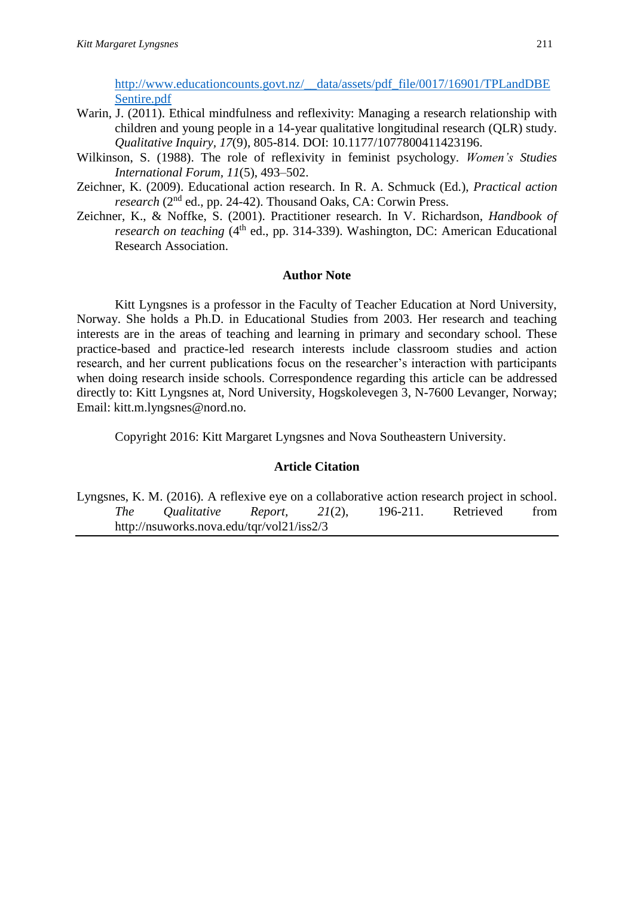http://www.educationcounts.govt.nz/__data/assets/pdf_file/0017/16901/TPLandDBESentire.pdf

Warin, J. (2011). Ethical mindfulness and reflexivity: Managing a research relationship with children and young people in a 14-year qualitative longitudinal research (QLR) study. *Qualitative Inquiry, 17*(9), 805-814. DOI: 10.1177/1077800411423196.

Wilkinson, S. (1988). The role of reflexivity in feminist psychology. *Women's Studies International Forum, 11*(5), 493–502.

Zeichner, K. (2009). Educational action research. In R. A. Schmuck (Ed.), *Practical action research* (2nd ed., pp. 24-42). Thousand Oaks, CA: Corwin Press.

Zeichner, K., & Noffke, S. (2001). Practitioner research. In V. Richardson, *Handbook of research on teaching* (4th ed., pp. 314-339). Washington, DC: American Educational Research Association.

## Author Note

Kitt Lyngsnes is a professor in the Faculty of Teacher Education at Nord University, Norway. She holds a Ph.D. in Educational Studies from 2003. Her research and teaching interests are in the areas of teaching and learning in primary and secondary school. These practice-based and practice-led research interests include classroom studies and action research, and her current publications focus on the researcher's interaction with participants when doing research inside schools. Correspondence regarding this article can be addressed directly to: Kitt Lyngsnes at, Nord University, Hogskolevegen 3, N-7600 Levanger, Norway; Email: kitt.m.lyngsnes@nord.no.

Copyright 2016: Kitt Margaret Lyngsnes and Nova Southeastern University.

## Article Citation

Lyngsnes, K. M. (2016). A reflexive eye on a collaborative action research project in school. *The Qualitative Report, 21*(2), 196-211. Retrieved from http://nsuworks.nova.edu/tqr/vol21/iss2/3